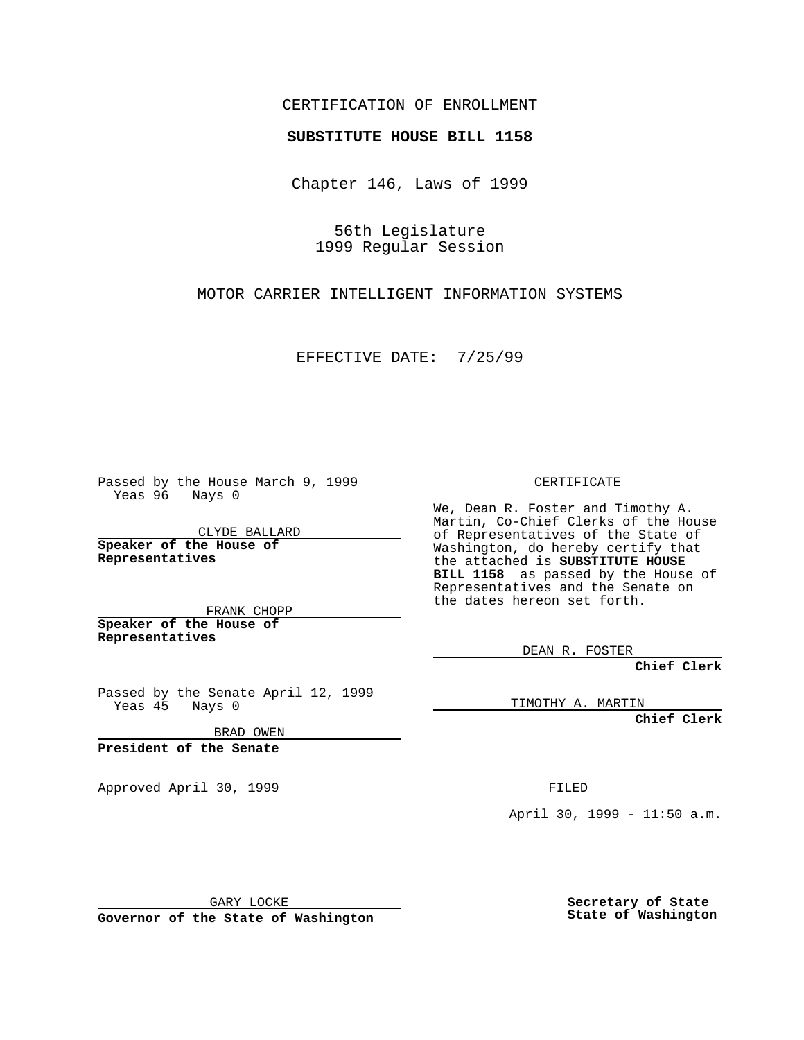CERTIFICATION OF ENROLLMENT

**SUBSTITUTE HOUSE BILL 1158**

Chapter 146, Laws of 1999

56th Legislature
1999 Regular Session

MOTOR CARRIER INTELLIGENT INFORMATION SYSTEMS

EFFECTIVE DATE: 7/25/99

Passed by the House March 9, 1999
Yeas 96 Nays 0

CLYDE BALLARD

**Speaker of the House of Representatives**

FRANK CHOPP

**Speaker of the House of Representatives**

Passed by the Senate April 12, 1999
Yeas 45 Nays 0

BRAD OWEN

**President of the Senate**

Approved April 30, 1999

GARY LOCKE

**Governor of the State of Washington**

CERTIFICATE

We, Dean R. Foster and Timothy A. Martin, Co-Chief Clerks of the House of Representatives of the State of Washington, do hereby certify that the attached is **SUBSTITUTE HOUSE BILL 1158** as passed by the House of Representatives and the Senate on the dates hereon set forth.

DEAN R. FOSTER

**Chief Clerk**

TIMOTHY A. MARTIN

**Chief Clerk**

FILED

April 30, 1999 - 11:50 a.m.

**Secretary of State
State of Washington**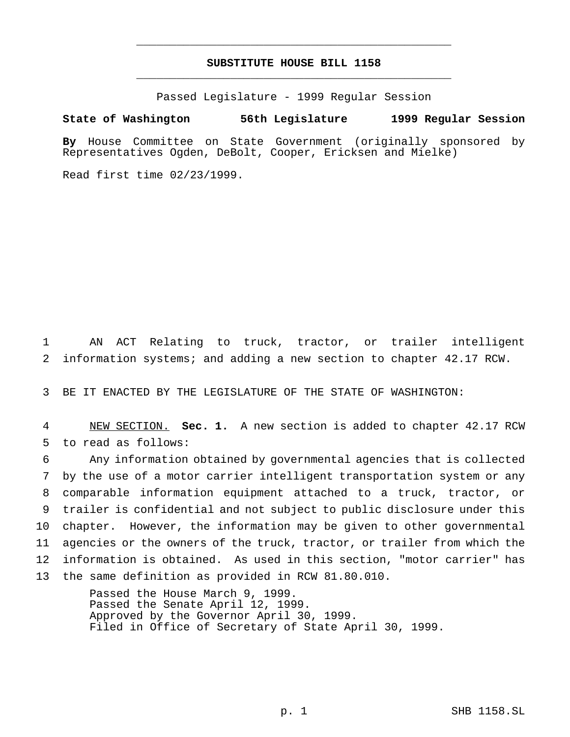# SUBSTITUTE HOUSE BILL 1158

Passed Legislature - 1999 Regular Session

**State of Washington 56th Legislature 1999 Regular Session**

**By** House Committee on State Government (originally sponsored by Representatives Ogden, DeBolt, Cooper, Ericksen and Mielke)

Read first time 02/23/1999.

AN ACT Relating to truck, tractor, or trailer intelligent information systems; and adding a new section to chapter 42.17 RCW.

BE IT ENACTED BY THE LEGISLATURE OF THE STATE OF WASHINGTON:

NEW SECTION. **Sec. 1.** A new section is added to chapter 42.17 RCW to read as follows:

Any information obtained by governmental agencies that is collected by the use of a motor carrier intelligent transportation system or any comparable information equipment attached to a truck, tractor, or trailer is confidential and not subject to public disclosure under this chapter. However, the information may be given to other governmental agencies or the owners of the truck, tractor, or trailer from which the information is obtained. As used in this section, "motor carrier" has the same definition as provided in RCW 81.80.010.

Passed the House March 9, 1999.
Passed the Senate April 12, 1999.
Approved by the Governor April 30, 1999.
Filed in Office of Secretary of State April 30, 1999.